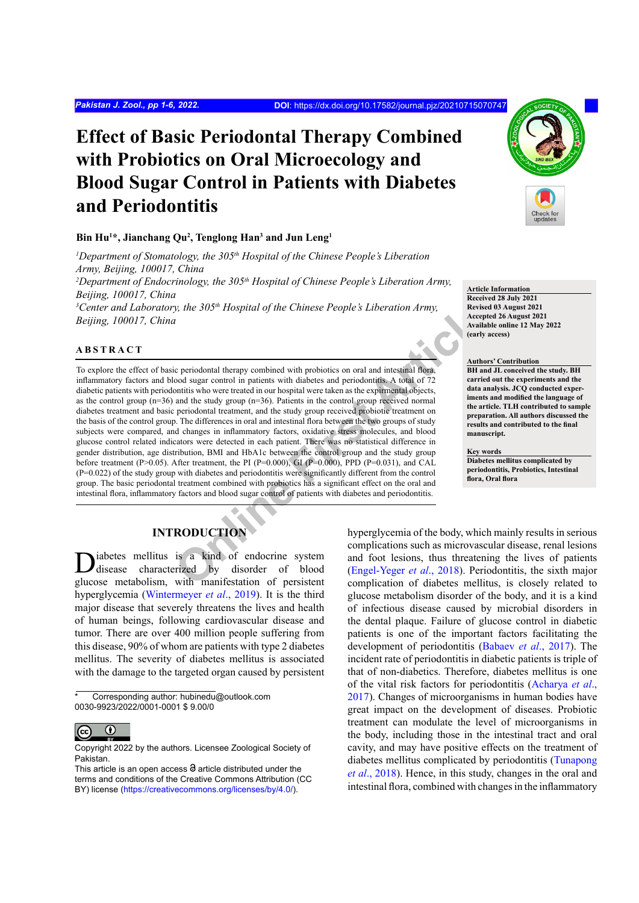# Effect of Basic Periodontal Therapy Combined with Probiotics on Oral Microecology and Blood Sugar Control in Patients with Diabetes and Periodontitis

**Bin Hu[1]*, Jianchang Qu[2], Tenglong Han[3] and Jun Leng[1]**

[1]*Department of Stomatology, the 305th Hospital of the Chinese People's Liberation Army, Beijing, 100017, China*
[2]*Department of Endocrinology, the 305th Hospital of Chinese People's Liberation Army, Beijing, 100017, China*
[3]*Center and Laboratory, the 305th Hospital of the Chinese People's Liberation Army, Beijing, 100017, China*

**Article Information**
Received 28 July 2021
Revised 03 August 2021
Accepted 26 August 2021
Available online 12 May 2022 (early access)

**Authors' Contribution**
BH and JL conceived the study. BH carried out the experiments and the data analysis. JCQ conducted experiments and modified the language of the article. TLH contributed to sample preparation. All authors discussed the results and contributed to the final manuscript.

**Key words**
Diabetes mellitus complicated by periodontitis, Probiotics, Intestinal flora, Oral flora

## ABSTRACT

To explore the effect of basic periodontal therapy combined with probiotics on oral and intestinal flora, inflammatory factors and blood sugar control in patients with diabetes and periodontitis. A total of 72 diabetic patients with periodontitis who were treated in our hospital were taken as the expirmental objects, as the control group (n=36) and the study group (n=36). Patients in the control group received normal diabetes treatment and basic periodontal treatment, and the study group received probiotic treatment on the basis of the control group. The differences in oral and intestinal flora between the two groups of study subjects were compared, and changes in inflammatory factors, oxidative stress molecules, and blood glucose control related indicators were detected in each patient. There was no statistical difference in gender distribution, age distribution, BMI and HbA1c between the control group and the study group before treatment (P>0.05). After treatment, the PI (P=0.000), GI (P=0.000), PPD (P=0.031), and CAL (P=0.022) of the study group with diabetes and periodontitis were significantly different from the control group. The basic periodontal treatment combined with probiotics has a significant effect on the oral and intestinal flora, inflammatory factors and blood sugar control of patients with diabetes and periodontitis.

## INTRODUCTION

Diabetes mellitus is a kind of endocrine system disease characterized by disorder of blood glucose metabolism, with manifestation of persistent hyperglycemia (Wintermeyer *et al*., 2019). It is the third major disease that severely threatens the lives and health of human beings, following cardiovascular disease and tumor. There are over 400 million people suffering from this disease, 90% of whom are patients with type 2 diabetes mellitus. The severity of diabetes mellitus is associated with the damage to the targeted organ caused by persistent hyperglycemia of the body, which mainly results in serious complications such as microvascular disease, renal lesions and foot lesions, thus threatening the lives of patients (Engel-Yeger *et al*., 2018). Periodontitis, the sixth major complication of diabetes mellitus, is closely related to glucose metabolism disorder of the body, and it is a kind of infectious disease caused by microbial disorders in the dental plaque. Failure of glucose control in diabetic patients is one of the important factors facilitating the development of periodontitis (Babaev *et al*., 2017). The incident rate of periodontitis in diabetic patients is triple of that of non-diabetics. Therefore, diabetes mellitus is one of the vital risk factors for periodontitis (Acharya *et al*., 2017). Changes of microorganisms in human bodies have great impact on the development of diseases. Probiotic treatment can modulate the level of microorganisms in the body, including those in the intestinal tract and oral cavity, and may have positive effects on the treatment of diabetes mellitus complicated by periodontitis (Tunapong *et al*., 2018). Hence, in this study, changes in the oral and intestinal flora, combined with changes in the inflammatory

\* Corresponding author: hubinedu@outlook.com
0030-9923/2022/0001-0001 $ 9.00/0

Copyright 2022 by the authors. Licensee Zoological Society of Pakistan.
This article is an open access article distributed under the terms and conditions of the Creative Commons Attribution (CC BY) license (https://creativecommons.org/licenses/by/4.0/).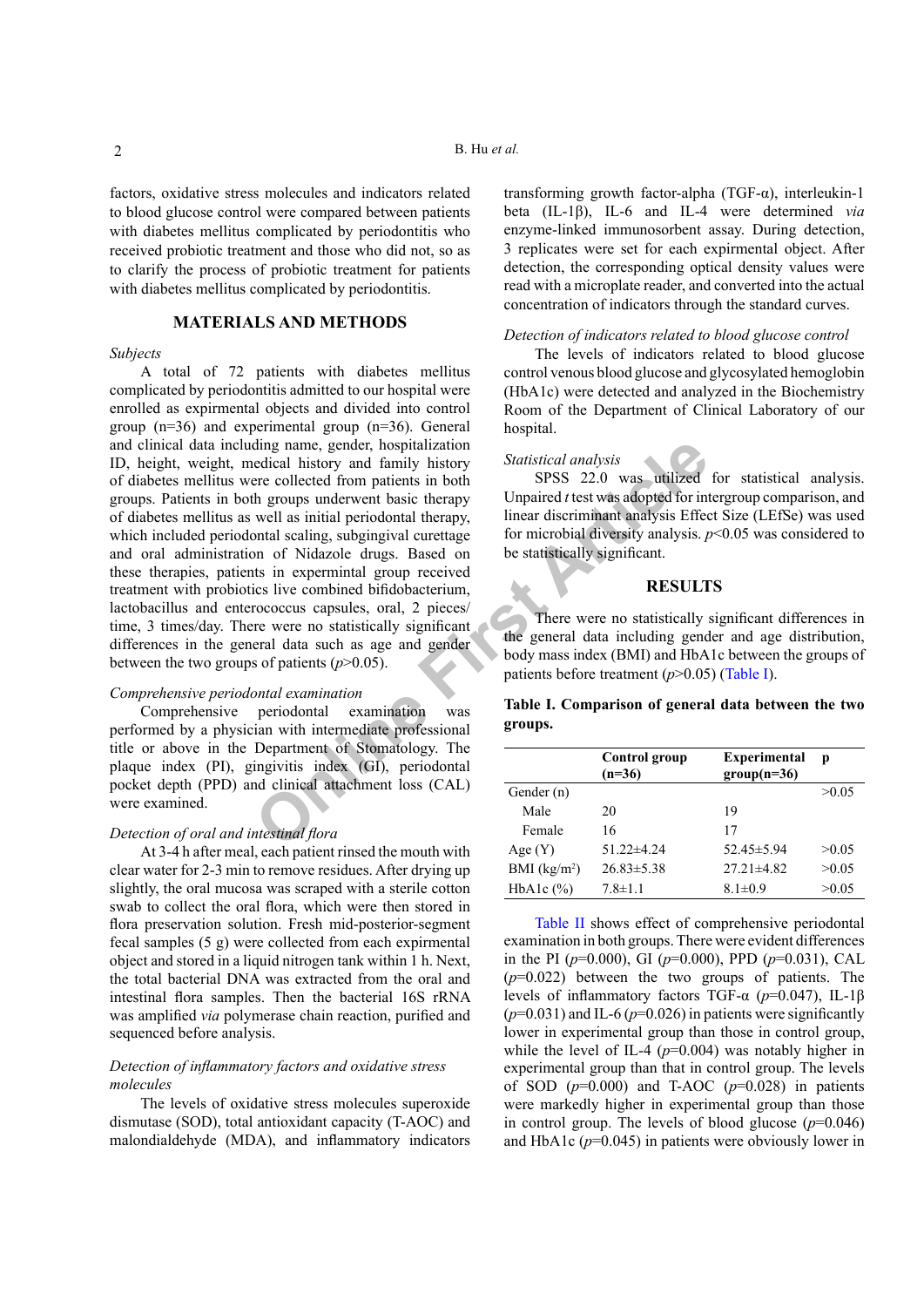factors, oxidative stress molecules and indicators related to blood glucose control were compared between patients with diabetes mellitus complicated by periodontitis who received probiotic treatment and those who did not, so as to clarify the process of probiotic treatment for patients with diabetes mellitus complicated by periodontitis.

## MATERIALS AND METHODS

*Subjects*

A total of 72 patients with diabetes mellitus complicated by periodontitis admitted to our hospital were enrolled as expirmental objects and divided into control group (n=36) and experimental group (n=36). General and clinical data including name, gender, hospitalization ID, height, weight, medical history and family history of diabetes mellitus were collected from patients in both groups. Patients in both groups underwent basic therapy of diabetes mellitus as well as initial periodontal therapy, which included periodontal scaling, subgingival curettage and oral administration of Nidazole drugs. Based on these therapies, patients in expermintal group received treatment with probiotics live combined bifidobacterium, lactobacillus and enterococcus capsules, oral, 2 pieces/time, 3 times/day. There were no statistically significant differences in the general data such as age and gender between the two groups of patients ($p$>0.05).

*Comprehensive periodontal examination*

Comprehensive periodontal examination was performed by a physician with intermediate professional title or above in the Department of Stomatology. The plaque index (PI), gingivitis index (GI), periodontal pocket depth (PPD) and clinical attachment loss (CAL) were examined.

*Detection of oral and intestinal flora*

At 3-4 h after meal, each patient rinsed the mouth with clear water for 2-3 min to remove residues. After drying up slightly, the oral mucosa was scraped with a sterile cotton swab to collect the oral flora, which were then stored in flora preservation solution. Fresh mid-posterior-segment fecal samples (5 g) were collected from each expirmental object and stored in a liquid nitrogen tank within 1 h. Next, the total bacterial DNA was extracted from the oral and intestinal flora samples. Then the bacterial 16S rRNA was amplified *via* polymerase chain reaction, purified and sequenced before analysis.

*Detection of inflammatory factors and oxidative stress molecules*

The levels of oxidative stress molecules superoxide dismutase (SOD), total antioxidant capacity (T-AOC) and malondialdehyde (MDA), and inflammatory indicators transforming growth factor-alpha (TGF-α), interleukin-1 beta (IL-1β), IL-6 and IL-4 were determined *via* enzyme-linked immunosorbent assay. During detection, 3 replicates were set for each expirmental object. After detection, the corresponding optical density values were read with a microplate reader, and converted into the actual concentration of indicators through the standard curves.

*Detection of indicators related to blood glucose control*

The levels of indicators related to blood glucose control venous blood glucose and glycosylated hemoglobin (HbA1c) were detected and analyzed in the Biochemistry Room of the Department of Clinical Laboratory of our hospital.

*Statistical analysis*

SPSS 22.0 was utilized for statistical analysis. Unpaired $t$ test was adopted for intergroup comparison, and linear discriminant analysis Effect Size (LEfSe) was used for microbial diversity analysis. $p$<0.05 was considered to be statistically significant.

## RESULTS

There were no statistically significant differences in the general data including gender and age distribution, body mass index (BMI) and HbA1c between the groups of patients before treatment ($p$>0.05) (Table I).

**Table I. Comparison of general data between the two groups.**

| | Control group (n=36) | Experimental group(n=36) | p |
|---|---|---|---|
| Gender (n) | | | >0.05 |
| Male | 20 | 19 | |
| Female | 16 | 17 | |
| Age (Y) | 51.22±4.24 | 52.45±5.94 | >0.05 |
| BMI (kg/m$^2$) | 26.83±5.38 | 27.21±4.82 | >0.05 |
| HbA1c (%) | 7.8±1.1 | 8.1±0.9 | >0.05 |

Table II shows effect of comprehensive periodontal examination in both groups. There were evident differences in the PI ($p$=0.000), GI ($p$=0.000), PPD ($p$=0.031), CAL ($p$=0.022) between the two groups of patients. The levels of inflammatory factors TGF-α ($p$=0.047), IL-1β ($p$=0.031) and IL-6 ($p$=0.026) in patients were significantly lower in experimental group than those in control group, while the level of IL-4 ($p$=0.004) was notably higher in experimental group than that in control group. The levels of SOD ($p$=0.000) and T-AOC ($p$=0.028) in patients were markedly higher in experimental group than those in control group. The levels of blood glucose ($p$=0.046) and HbA1c ($p$=0.045) in patients were obviously lower in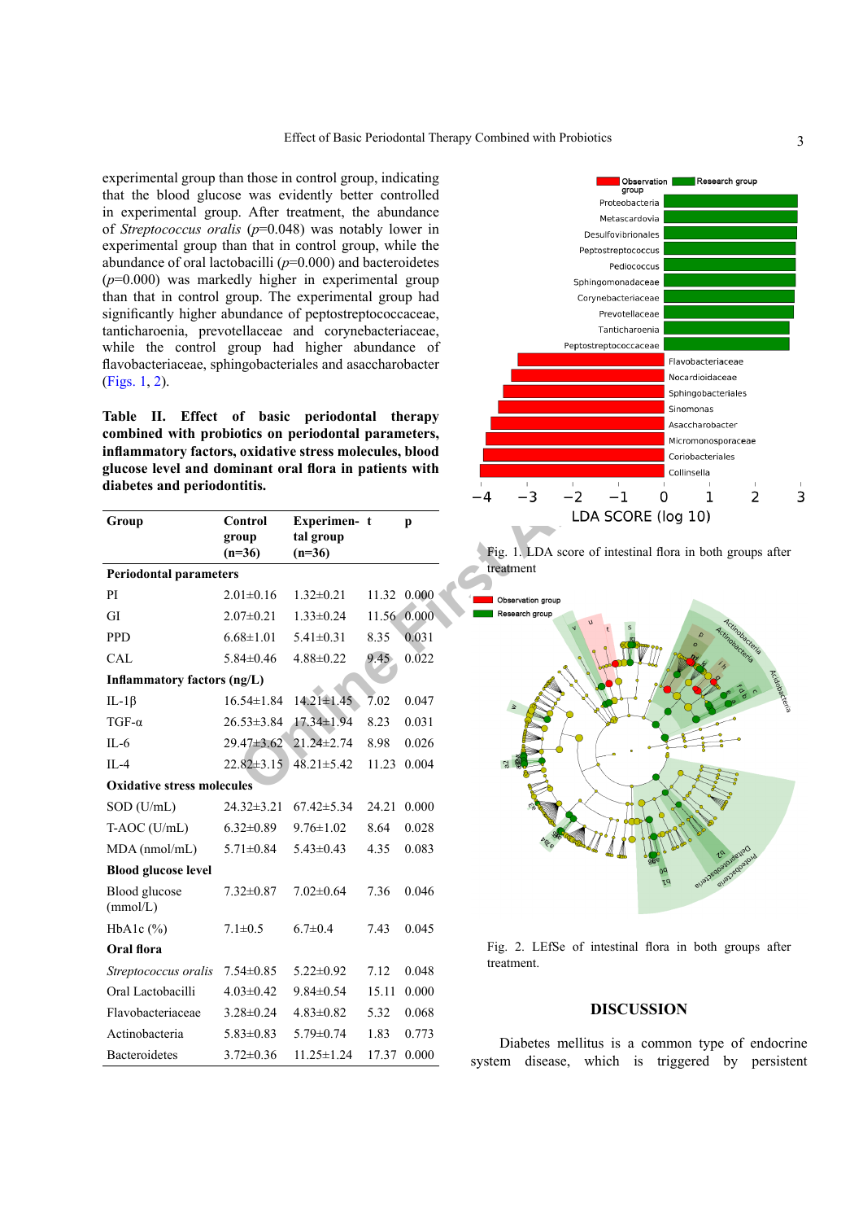experimental group than those in control group, indicating that the blood glucose was evidently better controlled in experimental group. After treatment, the abundance of *Streptococcus oralis* ($p$=0.048) was notably lower in experimental group than that in control group, while the abundance of oral lactobacilli ($p$=0.000) and bacteroidetes ($p$=0.000) was markedly higher in experimental group than that in control group. The experimental group had significantly higher abundance of peptostreptococcaceae, tanticharoenia, prevotellaceae and corynebacteriaceae, while the control group had higher abundance of flavobacteriaceae, sphingobacteriales and asaccharobacter (Figs. 1, 2).

**Table II. Effect of basic periodontal therapy combined with probiotics on periodontal parameters, inflammatory factors, oxidative stress molecules, blood glucose level and dominant oral flora in patients with diabetes and periodontitis.**

| Group | Control group (n=36) | Experimental group (n=36) | t | p |
|---|---|---|---|---|
| **Periodontal parameters** | | | | |
| PI | 2.01±0.16 | 1.32±0.21 | 11.32 | 0.000 |
| GI | 2.07±0.21 | 1.33±0.24 | 11.56 | 0.000 |
| PPD | 6.68±1.01 | 5.41±0.31 | 8.35 | 0.031 |
| CAL | 5.84±0.46 | 4.88±0.22 | 9.45 | 0.022 |
| **Inflammatory factors (ng/L)** | | | | |
| IL-1β | 16.54±1.84 | 14.21±1.45 | 7.02 | 0.047 |
| TGF-α | 26.53±3.84 | 17.34±1.94 | 8.23 | 0.031 |
| IL-6 | 29.47±3.62 | 21.24±2.74 | 8.98 | 0.026 |
| IL-4 | 22.82±3.15 | 48.21±5.42 | 11.23 | 0.004 |
| **Oxidative stress molecules** | | | | |
| SOD (U/mL) | 24.32±3.21 | 67.42±5.34 | 24.21 | 0.000 |
| T-AOC (U/mL) | 6.32±0.89 | 9.76±1.02 | 8.64 | 0.028 |
| MDA (nmol/mL) | 5.71±0.84 | 5.43±0.43 | 4.35 | 0.083 |
| **Blood glucose level** | | | | |
| Blood glucose (mmol/L) | 7.32±0.87 | 7.02±0.64 | 7.36 | 0.046 |
| HbA1c (%) | 7.1±0.5 | 6.7±0.4 | 7.43 | 0.045 |
| **Oral flora** | | | | |
| *Streptococcus oralis* | 7.54±0.85 | 5.22±0.92 | 7.12 | 0.048 |
| Oral Lactobacilli | 4.03±0.42 | 9.84±0.54 | 15.11 | 0.000 |
| Flavobacteriaceae | 3.28±0.24 | 4.83±0.82 | 5.32 | 0.068 |
| Actinobacteria | 5.83±0.83 | 5.79±0.74 | 1.83 | 0.773 |
| Bacteroidetes | 3.72±0.36 | 11.25±1.24 | 17.37 | 0.000 |

Fig. 1. LDA score of intestinal flora in both groups after treatment

Fig. 2. LEfSe of intestinal flora in both groups after treatment.

## DISCUSSION

Diabetes mellitus is a common type of endocrine system disease, which is triggered by persistent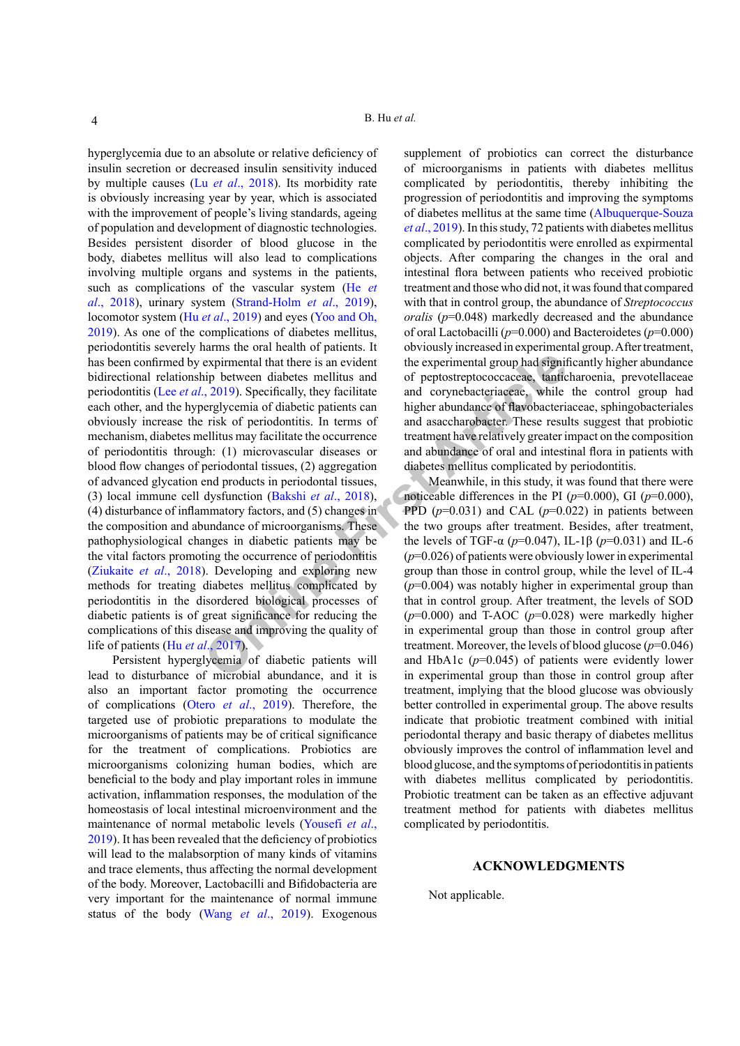hyperglycemia due to an absolute or relative deficiency of insulin secretion or decreased insulin sensitivity induced by multiple causes (Lu *et al*., 2018). Its morbidity rate is obviously increasing year by year, which is associated with the improvement of people's living standards, ageing of population and development of diagnostic technologies. Besides persistent disorder of blood glucose in the body, diabetes mellitus will also lead to complications involving multiple organs and systems in the patients, such as complications of the vascular system (He *et al*., 2018), urinary system (Strand-Holm *et al*., 2019), locomotor system (Hu *et al*., 2019) and eyes (Yoo and Oh, 2019). As one of the complications of diabetes mellitus, periodontitis severely harms the oral health of patients. It has been confirmed by expirmental that there is an evident bidirectional relationship between diabetes mellitus and periodontitis (Lee *et al*., 2019). Specifically, they facilitate each other, and the hyperglycemia of diabetic patients can obviously increase the risk of periodontitis. In terms of mechanism, diabetes mellitus may facilitate the occurrence of periodontitis through: (1) microvascular diseases or blood flow changes of periodontal tissues, (2) aggregation of advanced glycation end products in periodontal tissues, (3) local immune cell dysfunction (Bakshi *et al*., 2018), (4) disturbance of inflammatory factors, and (5) changes in the composition and abundance of microorganisms. These pathophysiological changes in diabetic patients may be the vital factors promoting the occurrence of periodontitis (Ziukaite *et al*., 2018). Developing and exploring new methods for treating diabetes mellitus complicated by periodontitis in the disordered biological processes of diabetic patients is of great significance for reducing the complications of this disease and improving the quality of life of patients (Hu *et al*., 2017).

Persistent hyperglycemia of diabetic patients will lead to disturbance of microbial abundance, and it is also an important factor promoting the occurrence of complications (Otero *et al*., 2019). Therefore, the targeted use of probiotic preparations to modulate the microorganisms of patients may be of critical significance for the treatment of complications. Probiotics are microorganisms colonizing human bodies, which are beneficial to the body and play important roles in immune activation, inflammation responses, the modulation of the homeostasis of local intestinal microenvironment and the maintenance of normal metabolic levels (Yousefi *et al*., 2019). It has been revealed that the deficiency of probiotics will lead to the malabsorption of many kinds of vitamins and trace elements, thus affecting the normal development of the body. Moreover, Lactobacilli and Bifidobacteria are very important for the maintenance of normal immune status of the body (Wang *et al*., 2019). Exogenous supplement of probiotics can correct the disturbance of microorganisms in patients with diabetes mellitus complicated by periodontitis, thereby inhibiting the progression of periodontitis and improving the symptoms of diabetes mellitus at the same time (Albuquerque-Souza *et al*., 2019). In this study, 72 patients with diabetes mellitus complicated by periodontitis were enrolled as expirmental objects. After comparing the changes in the oral and intestinal flora between patients who received probiotic treatment and those who did not, it was found that compared with that in control group, the abundance of *Streptococcus oralis* ($p$=0.048) markedly decreased and the abundance of oral Lactobacilli ($p$=0.000) and Bacteroidetes ($p$=0.000) obviously increased in experimental group. After treatment, the experimental group had significantly higher abundance of peptostreptococcaceae, tanficharoenia, prevotellaceae and corynebacteriaceae, while the control group had higher abundance of flavobacteriaceae, sphingobacteriales and asaccharobacter. These results suggest that probiotic treatment have relatively greater impact on the composition and abundance of oral and intestinal flora in patients with diabetes mellitus complicated by periodontitis.

Meanwhile, in this study, it was found that there were noticeable differences in the PI ($p$=0.000), GI ($p$=0.000), PPD ($p$=0.031) and CAL ($p$=0.022) in patients between the two groups after treatment. Besides, after treatment, the levels of TGF-α ($p$=0.047), IL-1β ($p$=0.031) and IL-6 ($p$=0.026) of patients were obviously lower in experimental group than those in control group, while the level of IL-4 ($p$=0.004) was notably higher in experimental group than that in control group. After treatment, the levels of SOD ($p$=0.000) and T-AOC ($p$=0.028) were markedly higher in experimental group than those in control group after treatment. Moreover, the levels of blood glucose ($p$=0.046) and HbA1c ($p$=0.045) of patients were evidently lower in experimental group than those in control group after treatment, implying that the blood glucose was obviously better controlled in experimental group. The above results indicate that probiotic treatment combined with initial periodontal therapy and basic therapy of diabetes mellitus obviously improves the control of inflammation level and blood glucose, and the symptoms of periodontitis in patients with diabetes mellitus complicated by periodontitis. Probiotic treatment can be taken as an effective adjuvant treatment method for patients with diabetes mellitus complicated by periodontitis.

## ACKNOWLEDGMENTS

Not applicable.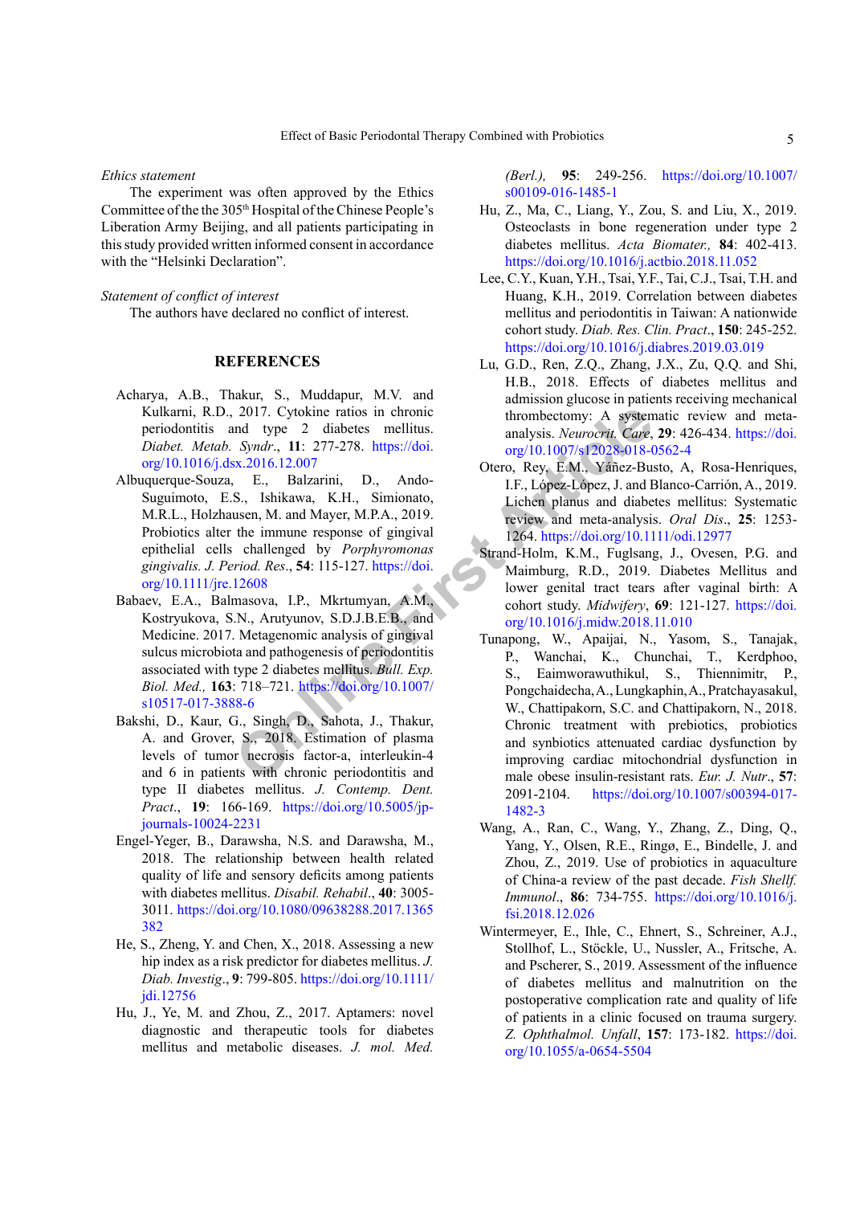*Ethics statement*

The experiment was often approved by the Ethics Committee of the the 305th Hospital of the Chinese People's Liberation Army Beijing, and all patients participating in this study provided written informed consent in accordance with the "Helsinki Declaration".

*Statement of conflict of interest*

The authors have declared no conflict of interest.

## REFERENCES

Acharya, A.B., Thakur, S., Muddapur, M.V. and Kulkarni, R.D., 2017. Cytokine ratios in chronic periodontitis and type 2 diabetes mellitus. *Diabet. Metab. Syndr*., **11**: 277-278. https://doi.org/10.1016/j.dsx.2016.12.007

Albuquerque-Souza, E., Balzarini, D., Ando-Suguimoto, E.S., Ishikawa, K.H., Simionato, M.R.L., Holzhausen, M. and Mayer, M.P.A., 2019. Probiotics alter the immune response of gingival epithelial cells challenged by *Porphyromonas gingivalis*. *J. Period. Res*., **54**: 115-127. https://doi.org/10.1111/jre.12608

Babaev, E.A., Balmasova, I.P., Mkrtumyan, A.M., Kostryukova, S.N., Arutyunov, S.D.J.B.E.B., and Medicine. 2017. Metagenomic analysis of gingival sulcus microbiota and pathogenesis of periodontitis associated with type 2 diabetes mellitus. *Bull. Exp. Biol. Med.,* **163**: 718–721. https://doi.org/10.1007/s10517-017-3888-6

Bakshi, D., Kaur, G., Singh, D., Sahota, J., Thakur, A. and Grover, S., 2018. Estimation of plasma levels of tumor necrosis factor-a, interleukin-4 and 6 in patients with chronic periodontitis and type II diabetes mellitus. *J. Contemp. Dent. Pract*., **19**: 166-169. https://doi.org/10.5005/jp-journals-10024-2231

Engel-Yeger, B., Darawsha, N.S. and Darawsha, M., 2018. The relationship between health related quality of life and sensory deficits among patients with diabetes mellitus. *Disabil. Rehabil*., **40**: 3005-3011. https://doi.org/10.1080/09638288.2017.1365382

He, S., Zheng, Y. and Chen, X., 2018. Assessing a new hip index as a risk predictor for diabetes mellitus. *J. Diab. Investig*., **9**: 799-805. https://doi.org/10.1111/jdi.12756

Hu, J., Ye, M. and Zhou, Z., 2017. Aptamers: novel diagnostic and therapeutic tools for diabetes mellitus and metabolic diseases. *J. mol. Med. (Berl.),* **95**: 249-256. https://doi.org/10.1007/s00109-016-1485-1

Hu, Z., Ma, C., Liang, Y., Zou, S. and Liu, X., 2019. Osteoclasts in bone regeneration under type 2 diabetes mellitus. *Acta Biomater.,* **84**: 402-413. https://doi.org/10.1016/j.actbio.2018.11.052

Lee, C.Y., Kuan, Y.H., Tsai, Y.F., Tai, C.J., Tsai, T.H. and Huang, K.H., 2019. Correlation between diabetes mellitus and periodontitis in Taiwan: A nationwide cohort study. *Diab. Res. Clin. Pract*., **150**: 245-252. https://doi.org/10.1016/j.diabres.2019.03.019

Lu, G.D., Ren, Z.Q., Zhang, J.X., Zu, Q.Q. and Shi, H.B., 2018. Effects of diabetes mellitus and admission glucose in patients receiving mechanical thrombectomy: A systematic review and meta-analysis. *Neurocrit. Care*, **29**: 426-434. https://doi.org/10.1007/s12028-018-0562-4

Otero, Rey, E.M., Yáñez-Busto, A, Rosa-Henriques, I.F., López-López, J. and Blanco-Carrión, A., 2019. Lichen planus and diabetes mellitus: Systematic review and meta-analysis. *Oral Dis*., **25**: 1253-1264. https://doi.org/10.1111/odi.12977

Strand-Holm, K.M., Fuglsang, J., Ovesen, P.G. and Maimburg, R.D., 2019. Diabetes Mellitus and lower genital tract tears after vaginal birth: A cohort study. *Midwifery*, **69**: 121-127. https://doi.org/10.1016/j.midw.2018.11.010

Tunapong, W., Apaijai, N., Yasom, S., Tanajak, P., Wanchai, K., Chunchai, T., Kerdphoo, S., Eaimworawuthikul, S., Thiennimitr, P., Pongchaidecha, A., Lungkaphin, A., Pratchayasakul, W., Chattipakorn, S.C. and Chattipakorn, N., 2018. Chronic treatment with prebiotics, probiotics and synbiotics attenuated cardiac dysfunction by improving cardiac mitochondrial dysfunction in male obese insulin-resistant rats. *Eur. J. Nutr*., **57**: 2091-2104. https://doi.org/10.1007/s00394-017-1482-3

Wang, A., Ran, C., Wang, Y., Zhang, Z., Ding, Q., Yang, Y., Olsen, R.E., Ringø, E., Bindelle, J. and Zhou, Z., 2019. Use of probiotics in aquaculture of China-a review of the past decade. *Fish Shellf. Immunol*., **86**: 734-755. https://doi.org/10.1016/j.fsi.2018.12.026

Wintermeyer, E., Ihle, C., Ehnert, S., Schreiner, A.J., Stollhof, L., Stöckle, U., Nussler, A., Fritsche, A. and Pscherer, S., 2019. Assessment of the influence of diabetes mellitus and malnutrition on the postoperative complication rate and quality of life of patients in a clinic focused on trauma surgery. *Z. Ophthalmol. Unfall*, **157**: 173-182. https://doi.org/10.1055/a-0654-5504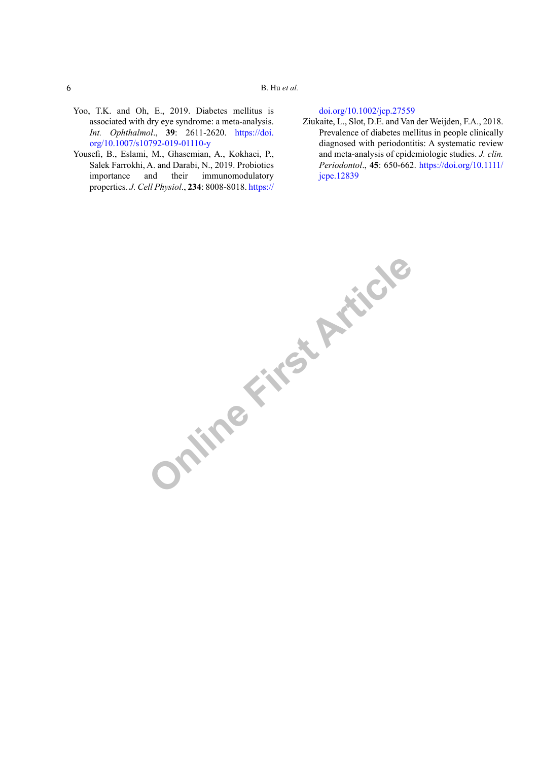Yoo, T.K. and Oh, E., 2019. Diabetes mellitus is associated with dry eye syndrome: a meta-analysis. *Int. Ophthalmol*., **39**: 2611-2620. https://doi.org/10.1007/s10792-019-01110-y

Yousefi, B., Eslami, M., Ghasemian, A., Kokhaei, P., Salek Farrokhi, A. and Darabi, N., 2019. Probiotics importance and their immunomodulatory properties. *J. Cell Physiol*., **234**: 8008-8018. https://doi.org/10.1002/jcp.27559

Ziukaite, L., Slot, D.E. and Van der Weijden, F.A., 2018. Prevalence of diabetes mellitus in people clinically diagnosed with periodontitis: A systematic review and meta-analysis of epidemiologic studies. *J. clin. Periodontol*., **45**: 650-662. https://doi.org/10.1111/jcpe.12839